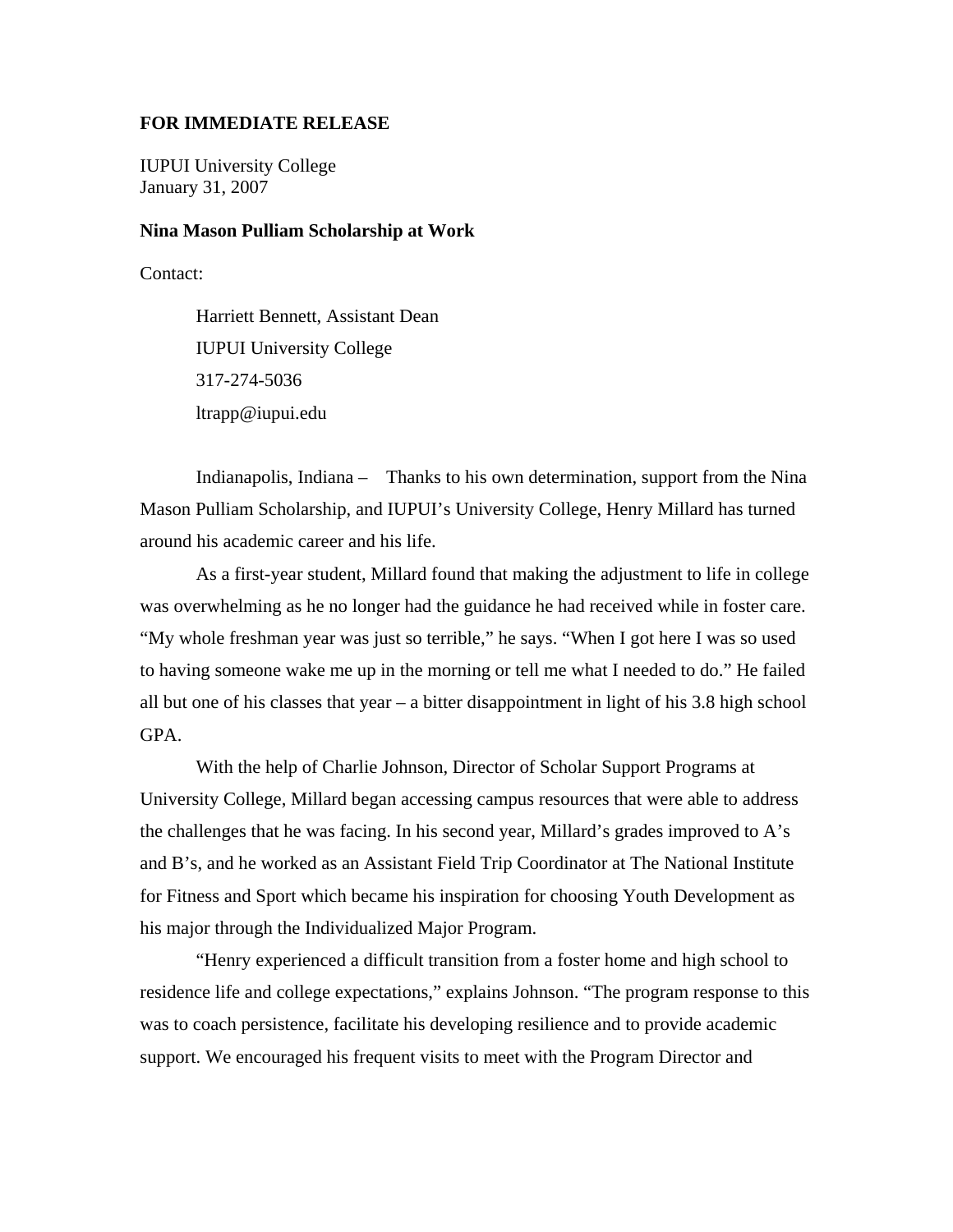**FOR IMMEDIATE RELEASE**

IUPUI University College
January 31, 2007

**Nina Mason Pulliam Scholarship at Work**

Contact:

Harriett Bennett, Assistant Dean
IUPUI University College
317-274-5036
ltrapp@iupui.edu

Indianapolis, Indiana – Thanks to his own determination, support from the Nina Mason Pulliam Scholarship, and IUPUI's University College, Henry Millard has turned around his academic career and his life.

As a first-year student, Millard found that making the adjustment to life in college was overwhelming as he no longer had the guidance he had received while in foster care. "My whole freshman year was just so terrible," he says. "When I got here I was so used to having someone wake me up in the morning or tell me what I needed to do." He failed all but one of his classes that year – a bitter disappointment in light of his 3.8 high school GPA.

With the help of Charlie Johnson, Director of Scholar Support Programs at University College, Millard began accessing campus resources that were able to address the challenges that he was facing. In his second year, Millard's grades improved to A's and B's, and he worked as an Assistant Field Trip Coordinator at The National Institute for Fitness and Sport which became his inspiration for choosing Youth Development as his major through the Individualized Major Program.

"Henry experienced a difficult transition from a foster home and high school to residence life and college expectations," explains Johnson. "The program response to this was to coach persistence, facilitate his developing resilience and to provide academic support. We encouraged his frequent visits to meet with the Program Director and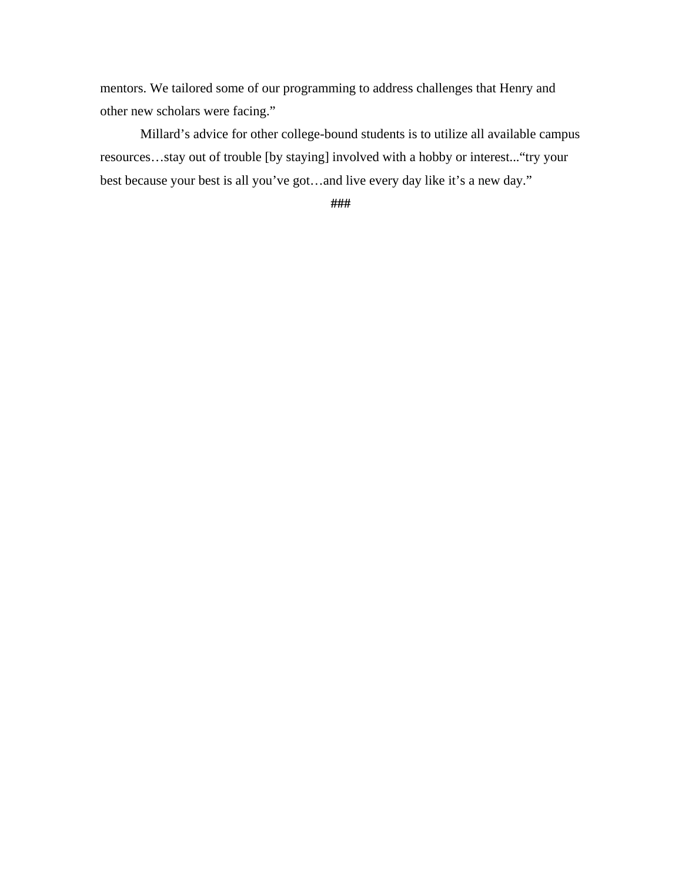mentors. We tailored some of our programming to address challenges that Henry and other new scholars were facing."

Millard's advice for other college-bound students is to utilize all available campus resources…stay out of trouble [by staying] involved with a hobby or interest..."try your best because your best is all you've got…and live every day like it's a new day."

###